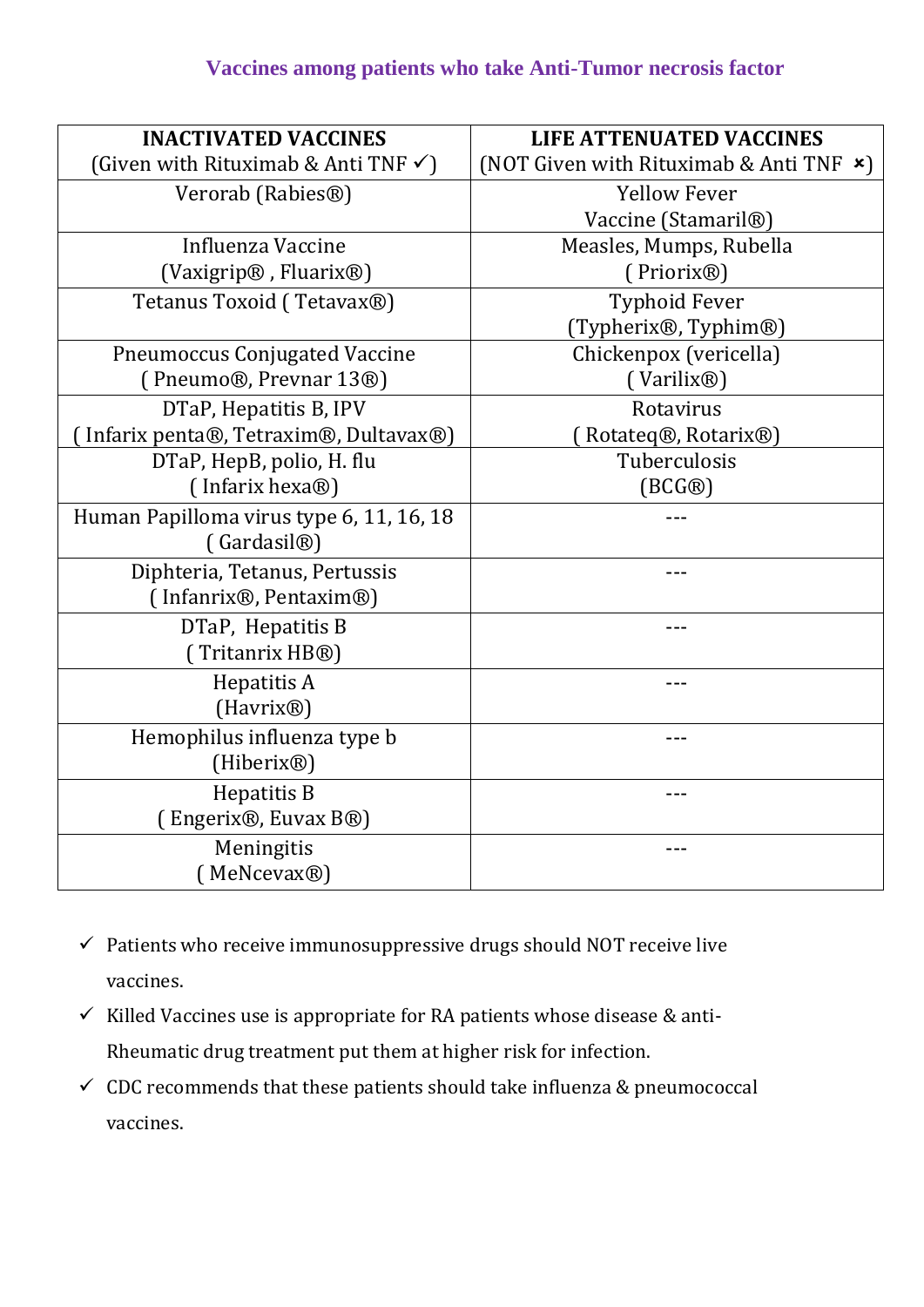## Vaccines among patients who take Anti-Tumor necrosis factor

| INACTIVATED VACCINES (Given with Rituximab & Anti TNF ✓) | LIFE ATTENUATED VACCINES (NOT Given with Rituximab & Anti TNF ×) |
|---|---|
| Verorab (Rabies®) | Yellow Fever Vaccine (Stamaril®) |
| Influenza Vaccine (Vaxigrip® , Fluarix®) | Measles, Mumps, Rubella ( Priorix®) |
| Tetanus Toxoid ( Tetavax®) | Typhoid Fever (Typherix®, Typhim®) |
| Pneumoccus Conjugated Vaccine ( Pneumo®, Prevnar 13®) | Chickenpox (vericella) ( Varilix®) |
| DTaP, Hepatitis B, IPV ( Infarix penta®, Tetraxim®, Dultavax®) | Rotavirus ( Rotateq®, Rotarix®) |
| DTaP, HepB, polio, H. flu ( Infarix hexa®) | Tuberculosis (BCG®) |
| Human Papilloma virus type 6, 11, 16, 18 ( Gardasil®) | --- |
| Diphteria, Tetanus, Pertussis ( Infanrix®, Pentaxim®) | --- |
| DTaP, Hepatitis B ( Tritanrix HB®) | --- |
| Hepatitis A (Havrix®) | --- |
| Hemophilus influenza type b (Hiberix®) | --- |
| Hepatitis B ( Engerix®, Euvax B®) | --- |
| Meningitis ( MeNcevax®) | --- |

- ✓ Patients who receive immunosuppressive drugs should NOT receive live vaccines.
- ✓ Killed Vaccines use is appropriate for RA patients whose disease & anti-Rheumatic drug treatment put them at higher risk for infection.
- ✓ CDC recommends that these patients should take influenza & pneumococcal vaccines.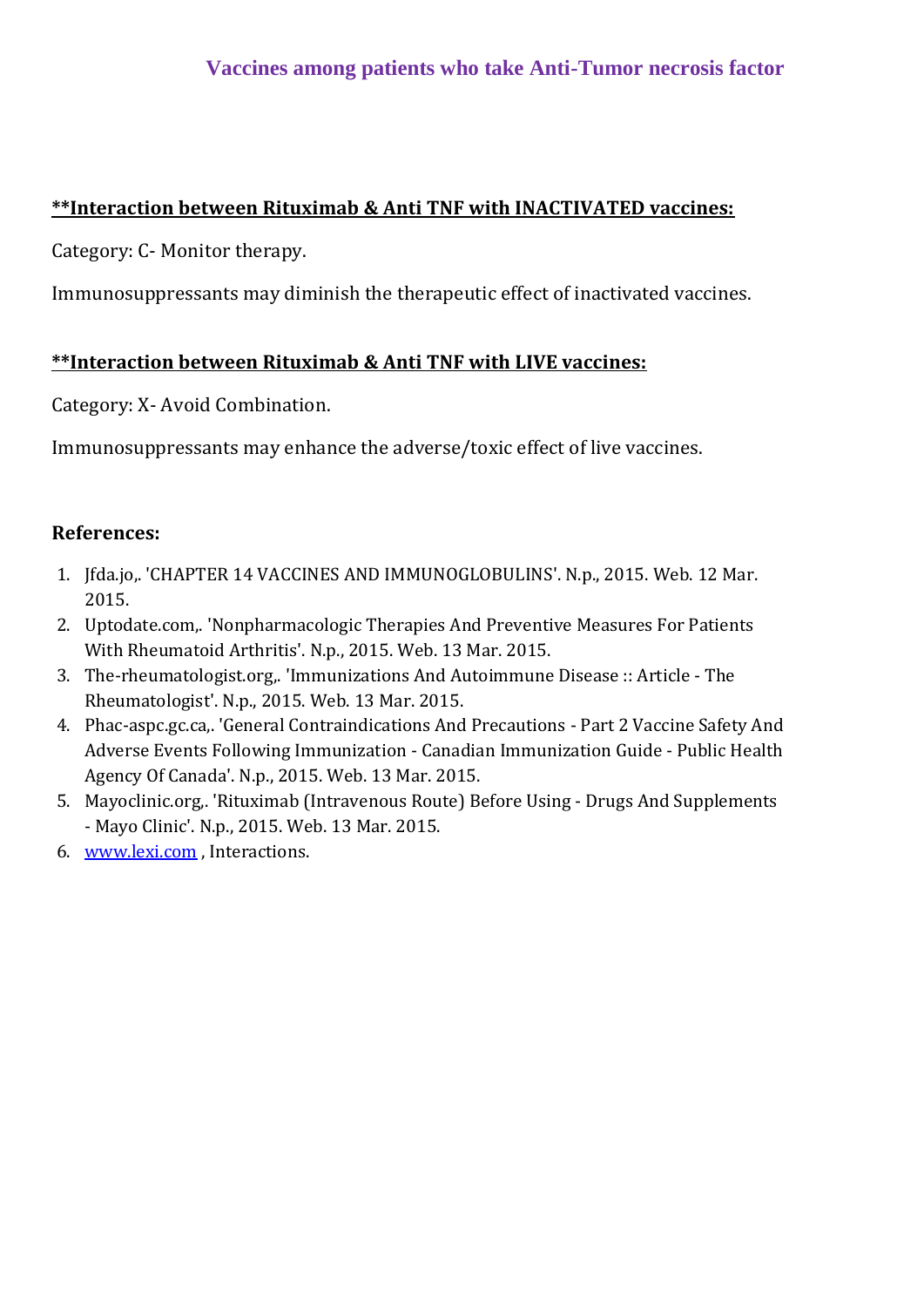# Vaccines among patients who take Anti-Tumor necrosis factor

**<u>**Interaction between Rituximab & Anti TNF with INACTIVATED vaccines:</u>**

Category: C- Monitor therapy.

Immunosuppressants may diminish the therapeutic effect of inactivated vaccines.

**<u>**Interaction between Rituximab & Anti TNF with LIVE vaccines:</u>**

Category: X- Avoid Combination.

Immunosuppressants may enhance the adverse/toxic effect of live vaccines.

**References:**

1. Jfda.jo,. 'CHAPTER 14 VACCINES AND IMMUNOGLOBULINS'. N.p., 2015. Web. 12 Mar. 2015.
2. Uptodate.com,. 'Nonpharmacologic Therapies And Preventive Measures For Patients With Rheumatoid Arthritis'. N.p., 2015. Web. 13 Mar. 2015.
3. The-rheumatologist.org,. 'Immunizations And Autoimmune Disease :: Article - The Rheumatologist'. N.p., 2015. Web. 13 Mar. 2015.
4. Phac-aspc.gc.ca,. 'General Contraindications And Precautions - Part 2 Vaccine Safety And Adverse Events Following Immunization - Canadian Immunization Guide - Public Health Agency Of Canada'. N.p., 2015. Web. 13 Mar. 2015.
5. Mayoclinic.org,. 'Rituximab (Intravenous Route) Before Using - Drugs And Supplements - Mayo Clinic'. N.p., 2015. Web. 13 Mar. 2015.
6. www.lexi.com , Interactions.